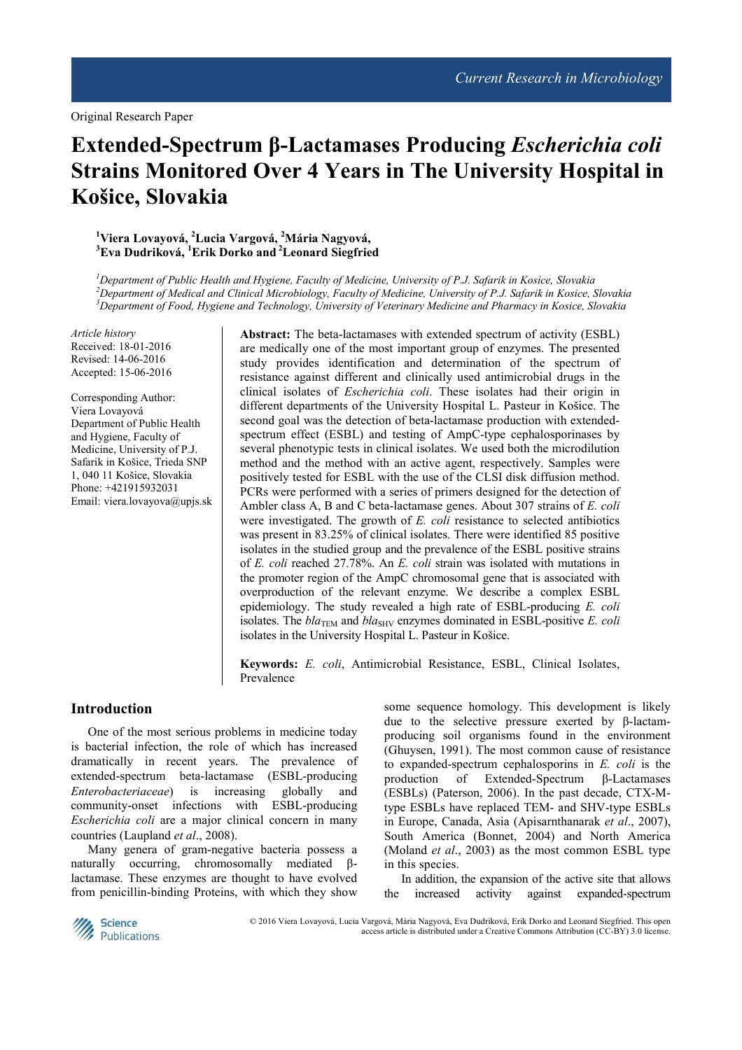Original Research Paper

# Extended-Spectrum β-Lactamases Producing *Escherichia coli* Strains Monitored Over 4 Years in The University Hospital in Košice, Slovakia

**[1]Viera Lovayová, [2]Lucia Vargová, [2]Mária Nagyová, [3]Eva Dudriková, [1]Erik Dorko and [2]Leonard Siegfried**

*[1]Department of Public Health and Hygiene, Faculty of Medicine, University of P.J. Safarik in Kosice, Slovakia*
*[2]Department of Medical and Clinical Microbiology, Faculty of Medicine, University of P.J. Safarik in Kosice, Slovakia*
*[3]Department of Food, Hygiene and Technology, University of Veterinary Medicine and Pharmacy in Kosice, Slovakia*

*Article history*
Received: 18-01-2016
Revised: 14-06-2016
Accepted: 15-06-2016

Corresponding Author:
Viera Lovayová
Department of Public Health and Hygiene, Faculty of Medicine, University of P.J. Safarik in Košice, Trieda SNP 1, 040 11 Košice, Slovakia
Phone: +421915932031
Email: viera.lovayova@upjs.sk

**Abstract:** The beta-lactamases with extended spectrum of activity (ESBL) are medically one of the most important group of enzymes. The presented study provides identification and determination of the spectrum of resistance against different and clinically used antimicrobial drugs in the clinical isolates of *Escherichia coli*. These isolates had their origin in different departments of the University Hospital L. Pasteur in Košice. The second goal was the detection of beta-lactamase production with extended-spectrum effect (ESBL) and testing of AmpC-type cephalosporinases by several phenotypic tests in clinical isolates. We used both the microdilution method and the method with an active agent, respectively. Samples were positively tested for ESBL with the use of the CLSI disk diffusion method. PCRs were performed with a series of primers designed for the detection of Ambler class A, B and C beta-lactamase genes. About 307 strains of *E. coli* were investigated. The growth of *E. coli* resistance to selected antibiotics was present in 83.25% of clinical isolates. There were identified 85 positive isolates in the studied group and the prevalence of the ESBL positive strains of *E. coli* reached 27.78%. An *E. coli* strain was isolated with mutations in the promoter region of the AmpC chromosomal gene that is associated with overproduction of the relevant enzyme. We describe a complex ESBL epidemiology. The study revealed a high rate of ESBL-producing *E. coli* isolates. The $bla_{TEM}$ and $bla_{SHV}$ enzymes dominated in ESBL-positive *E. coli* isolates in the University Hospital L. Pasteur in Košice.

**Keywords:** *E. coli*, Antimicrobial Resistance, ESBL, Clinical Isolates, Prevalence

## Introduction

One of the most serious problems in medicine today is bacterial infection, the role of which has increased dramatically in recent years. The prevalence of extended-spectrum beta-lactamase (ESBL-producing *Enterobacteriaceae*) is increasing globally and community-onset infections with ESBL-producing *Escherichia coli* are a major clinical concern in many countries (Laupland *et al*., 2008).

Many genera of gram-negative bacteria possess a naturally occurring, chromosomally mediated β-lactamase. These enzymes are thought to have evolved from penicillin-binding Proteins, with which they show some sequence homology. This development is likely due to the selective pressure exerted by β-lactam-producing soil organisms found in the environment (Ghuysen, 1991). The most common cause of resistance to expanded-spectrum cephalosporins in *E. coli* is the production of Extended-Spectrum β-Lactamases (ESBLs) (Paterson, 2006). In the past decade, CTX-M-type ESBLs have replaced TEM- and SHV-type ESBLs in Europe, Canada, Asia (Apisarnthanarak *et al*., 2007), South America (Bonnet, 2004) and North America (Moland *et al*., 2003) as the most common ESBL type in this species.

In addition, the expansion of the active site that allows the increased activity against expanded-spectrum

© 2016 Viera Lovayová, Lucia Vargová, Mária Nagyová, Eva Dudriková, Erik Dorko and Leonard Siegfried. This open access article is distributed under a Creative Commons Attribution (CC-BY) 3.0 license.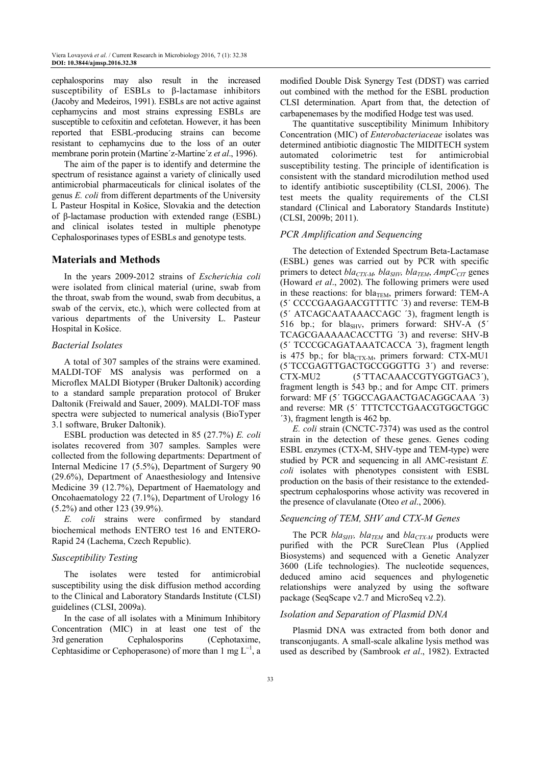cephalosporins may also result in the increased susceptibility of ESBLs to β-lactamase inhibitors (Jacoby and Medeiros, 1991). ESBLs are not active against cephamycins and most strains expressing ESBLs are susceptible to cefoxitin and cefotetan. However, it has been reported that ESBL-producing strains can become resistant to cephamycins due to the loss of an outer membrane porin protein (Martine´z-Martine´z *et al*., 1996).

The aim of the paper is to identify and determine the spectrum of resistance against a variety of clinically used antimicrobial pharmaceuticals for clinical isolates of the genus *E. coli* from different departments of the University L Pasteur Hospital in Košice, Slovakia and the detection of β-lactamase production with extended range (ESBL) and clinical isolates tested in multiple phenotype Cephalosporinases types of ESBLs and genotype tests.

## Materials and Methods

In the years 2009-2012 strains of *Escherichia coli* were isolated from clinical material (urine, swab from the throat, swab from the wound, swab from decubitus, a swab of the cervix, etc.), which were collected from at various departments of the University L. Pasteur Hospital in Košice.

### Bacterial Isolates

A total of 307 samples of the strains were examined. MALDI-TOF MS analysis was performed on a Microflex MALDI Biotyper (Bruker Daltonik) according to a standard sample preparation protocol of Bruker Daltonik (Freiwald and Sauer, 2009). MALDI-TOF mass spectra were subjected to numerical analysis (BioTyper 3.1 software, Bruker Daltonik).

ESBL production was detected in 85 (27.7%) *E. coli* isolates recovered from 307 samples. Samples were collected from the following departments: Department of Internal Medicine 17 (5.5%), Department of Surgery 90 (29.6%), Department of Anaesthesiology and Intensive Medicine 39 (12.7%), Department of Haematology and Oncohaematology 22 (7.1%), Department of Urology 16 (5.2%) and other 123 (39.9%).

*E. coli* strains were confirmed by standard biochemical methods ENTERO test 16 and ENTERO-Rapid 24 (Lachema, Czech Republic).

### Susceptibility Testing

The isolates were tested for antimicrobial susceptibility using the disk diffusion method according to the Clinical and Laboratory Standards Institute (CLSI) guidelines (CLSI, 2009a).

In the case of all isolates with a Minimum Inhibitory Concentration (MIC) in at least one test of the 3rd generation Cephalosporins (Cephotaxime, Cephtasidime or Cephoperasone) of more than 1 mg $L^{-1}$, a modified Double Disk Synergy Test (DDST) was carried out combined with the method for the ESBL production CLSI determination. Apart from that, the detection of carbapenemases by the modified Hodge test was used.

The quantitative susceptibility Minimum Inhibitory Concentration (MIC) of *Enterobacteriaceae* isolates was determined antibiotic diagnostic The MIDITECH system automated colorimetric test for antimicrobial susceptibility testing. The principle of identification is consistent with the standard microdilution method used to identify antibiotic susceptibility (CLSI, 2006). The test meets the quality requirements of the CLSI standard (Clinical and Laboratory Standards Institute) (CLSI, 2009b; 2011).

### PCR Amplification and Sequencing

The detection of Extended Spectrum Beta-Lactamase (ESBL) genes was carried out by PCR with specific primers to detect $bla_{CTX\text{-}M}$, $bla_{SHV}$, $bla_{TEM}$, $AmpC_{CIT}$ genes (Howard *et al*., 2002). The following primers were used in these reactions: for $bla_{TEM}$, primers forward: TEM-A (5´ CCCCGAAGAACGTTTTC ´3) and reverse: TEM-B (5´ ATCAGCAATAAACCAGC ´3), fragment length is 516 bp.; for $bla_{SHV}$, primers forward: SHV-A (5´ TCAGCGAAAAACACCTTG ´3) and reverse: SHV-B (5´ TCCCGCAGATAAATCACCA ´3), fragment length is 475 bp.; for $bla_{CTX\text{-}M}$, primers forward: CTX-MU1 (5´TCCGAGTTGACTGCCGGGTTG 3´) and reverse: CTX-MU2 (5´TTACAAACCGTYGGTGAC3´), fragment length is 543 bp.; and for Ampc CIT. primers forward: MF (5´ TGGCCAGAACTGACAGGCAAA ´3) and reverse: MR (5´ TTTCTCCTGAACGTGGCTGGC ´3), fragment length is 462 bp.

*E. coli* strain (CNCTC-7374) was used as the control strain in the detection of these genes. Genes coding ESBL enzymes (CTX-M, SHV-type and TEM-type) were studied by PCR and sequencing in all AMC-resistant *E. coli* isolates with phenotypes consistent with ESBL production on the basis of their resistance to the extended-spectrum cephalosporins whose activity was recovered in the presence of clavulanate (Oteo *et al*., 2006).

### Sequencing of TEM, SHV and CTX-M Genes

The PCR $bla_{SHV}$, $bla_{TEM}$ and $bla_{CTX\text{-}M}$ products were purified with the PCR SureClean Plus (Applied Biosystems) and sequenced with a Genetic Analyzer 3600 (Life technologies). The nucleotide sequences, deduced amino acid sequences and phylogenetic relationships were analyzed by using the software package (SeqScape v2.7 and MicroSeq v2.2).

### Isolation and Separation of Plasmid DNA

Plasmid DNA was extracted from both donor and transconjugants. A small-scale alkaline lysis method was used as described by (Sambrook *et al*., 1982). Extracted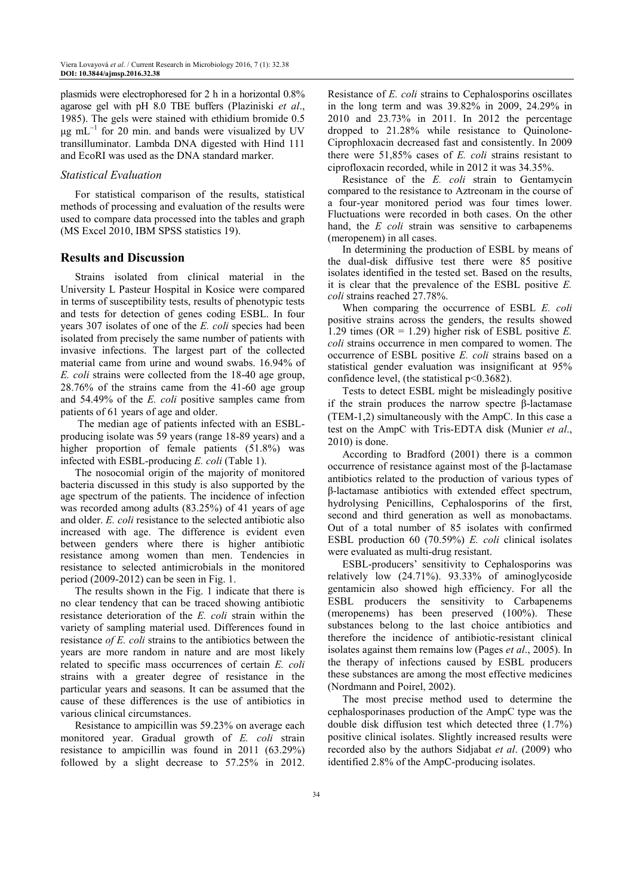plasmids were electrophoresed for 2 h in a horizontal 0.8% agarose gel with pH 8.0 TBE buffers (Plaziniski *et al*., 1985). The gels were stained with ethidium bromide 0.5 μg mL$^{-1}$ for 20 min. and bands were visualized by UV transilluminator. Lambda DNA digested with Hind 111 and EcoRI was used as the DNA standard marker.

### *Statistical Evaluation*

For statistical comparison of the results, statistical methods of processing and evaluation of the results were used to compare data processed into the tables and graph (MS Excel 2010, IBM SPSS statistics 19).

## Results and Discussion

Strains isolated from clinical material in the University L Pasteur Hospital in Kosice were compared in terms of susceptibility tests, results of phenotypic tests and tests for detection of genes coding ESBL. In four years 307 isolates of one of the *E. coli* species had been isolated from precisely the same number of patients with invasive infections. The largest part of the collected material came from urine and wound swabs. 16.94% of *E. coli* strains were collected from the 18-40 age group, 28.76% of the strains came from the 41-60 age group and 54.49% of the *E. coli* positive samples came from patients of 61 years of age and older.

The median age of patients infected with an ESBL-producing isolate was 59 years (range 18-89 years) and a higher proportion of female patients (51.8%) was infected with ESBL-producing *E. coli* (Table 1).

The nosocomial origin of the majority of monitored bacteria discussed in this study is also supported by the age spectrum of the patients. The incidence of infection was recorded among adults (83.25%) of 41 years of age and older. *E. coli* resistance to the selected antibiotic also increased with age. The difference is evident even between genders where there is higher antibiotic resistance among women than men. Tendencies in resistance to selected antimicrobials in the monitored period (2009-2012) can be seen in Fig. 1.

The results shown in the Fig. 1 indicate that there is no clear tendency that can be traced showing antibiotic resistance deterioration of the *E. coli* strain within the variety of sampling material used. Differences found in resistance *of E. coli* strains to the antibiotics between the years are more random in nature and are most likely related to specific mass occurrences of certain *E. coli* strains with a greater degree of resistance in the particular years and seasons. It can be assumed that the cause of these differences is the use of antibiotics in various clinical circumstances.

Resistance to ampicillin was 59.23% on average each monitored year. Gradual growth of *E. coli* strain resistance to ampicillin was found in 2011 (63.29%) followed by a slight decrease to 57.25% in 2012. Resistance of *E. coli* strains to Cephalosporins oscillates in the long term and was 39.82% in 2009, 24.29% in 2010 and 23.73% in 2011. In 2012 the percentage dropped to 21.28% while resistance to Quinolone-Ciprophloxacin decreased fast and consistently. In 2009 there were 51,85% cases of *E. coli* strains resistant to ciprofloxacin recorded, while in 2012 it was 34.35%.

Resistance of the *E. coli* strain to Gentamycin compared to the resistance to Aztreonam in the course of a four-year monitored period was four times lower. Fluctuations were recorded in both cases. On the other hand, the *E coli* strain was sensitive to carbapenems (meropenem) in all cases.

In determining the production of ESBL by means of the dual-disk diffusive test there were 85 positive isolates identified in the tested set. Based on the results, it is clear that the prevalence of the ESBL positive *E. coli* strains reached 27.78%.

When comparing the occurrence of ESBL *E. coli* positive strains across the genders, the results showed 1.29 times (OR = 1.29) higher risk of ESBL positive *E. coli* strains occurrence in men compared to women. The occurrence of ESBL positive *E. coli* strains based on a statistical gender evaluation was insignificant at 95% confidence level, (the statistical $p<0.3682$).

Tests to detect ESBL might be misleadingly positive if the strain produces the narrow spectre β-lactamase (TEM-1,2) simultaneously with the AmpC. In this case a test on the AmpC with Tris-EDTA disk (Munier *et al*., 2010) is done.

According to Bradford (2001) there is a common occurrence of resistance against most of the β-lactamase antibiotics related to the production of various types of β-lactamase antibiotics with extended effect spectrum, hydrolysing Penicillins, Cephalosporins of the first, second and third generation as well as monobactams. Out of a total number of 85 isolates with confirmed ESBL production 60 (70.59%) *E. coli* clinical isolates were evaluated as multi-drug resistant.

ESBL-producers' sensitivity to Cephalosporins was relatively low (24.71%). 93.33% of aminoglycoside gentamicin also showed high efficiency. For all the ESBL producers the sensitivity to Carbapenems (meropenems) has been preserved (100%). These substances belong to the last choice antibiotics and therefore the incidence of antibiotic-resistant clinical isolates against them remains low (Pages *et al*., 2005). In the therapy of infections caused by ESBL producers these substances are among the most effective medicines (Nordmann and Poirel, 2002).

The most precise method used to determine the cephalosporinases production of the AmpC type was the double disk diffusion test which detected three (1.7%) positive clinical isolates. Slightly increased results were recorded also by the authors Sidjabat *et al*. (2009) who identified 2.8% of the AmpC-producing isolates.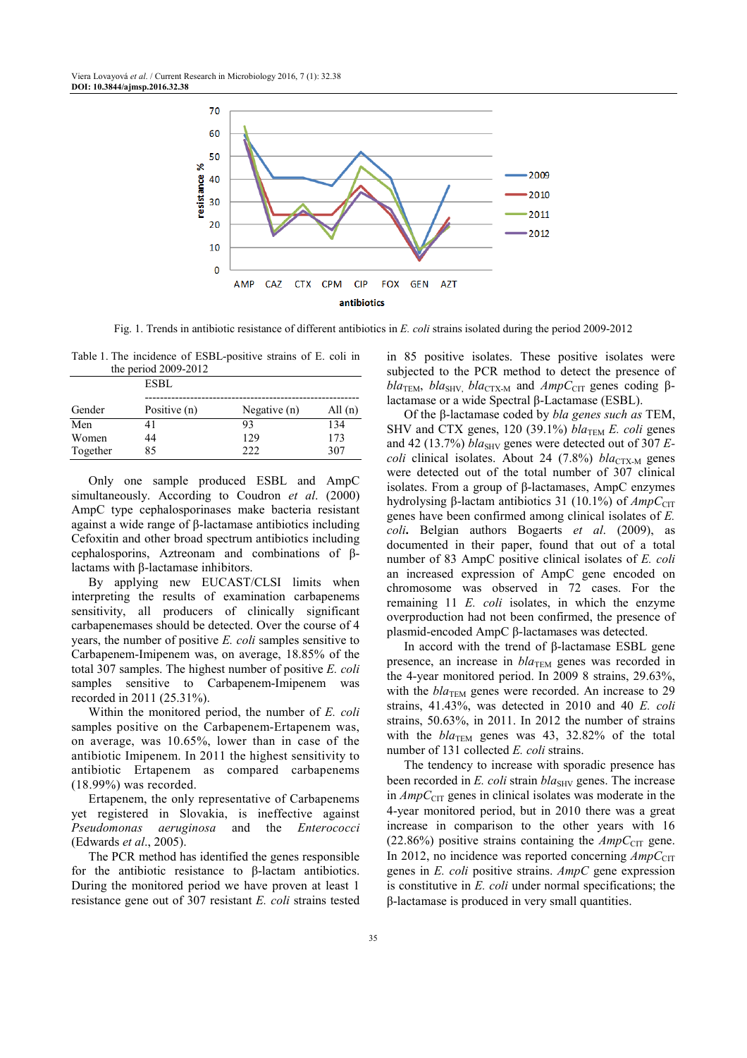Fig. 1. Trends in antibiotic resistance of different antibiotics in *E. coli* strains isolated during the period 2009-2012

Table 1. The incidence of ESBL-positive strains of E. coli in the period 2009-2012

| | ESBL | | |
|---|---|---|---|
| Gender | Positive (n) | Negative (n) | All (n) |
| Men | 41 | 93 | 134 |
| Women | 44 | 129 | 173 |
| Together | 85 | 222 | 307 |

Only one sample produced ESBL and AmpC simultaneously. According to Coudron *et al.* (2000) AmpC type cephalosporinases make bacteria resistant against a wide range of β-lactamase antibiotics including Cefoxitin and other broad spectrum antibiotics including cephalosporins, Aztreonam and combinations of β-lactams with β-lactamase inhibitors.

By applying new EUCAST/CLSI limits when interpreting the results of examination carbapenems sensitivity, all producers of clinically significant carbapenemases should be detected. Over the course of 4 years, the number of positive *E. coli* samples sensitive to Carbapenem-Imipenem was, on average, 18.85% of the total 307 samples. The highest number of positive *E. coli* samples sensitive to Carbapenem-Imipenem was recorded in 2011 (25.31%).

Within the monitored period, the number of *E. coli* samples positive on the Carbapenem-Ertapenem was, on average, was 10.65%, lower than in case of the antibiotic Imipenem. In 2011 the highest sensitivity to antibiotic Ertapenem as compared carbapenems (18.99%) was recorded.

Ertapenem, the only representative of Carbapenems yet registered in Slovakia, is ineffective against *Pseudomonas aeruginosa* and the *Enterococci* (Edwards *et al*., 2005).

The PCR method has identified the genes responsible for the antibiotic resistance to β-lactam antibiotics. During the monitored period we have proven at least 1 resistance gene out of 307 resistant *E. coli* strains tested in 85 positive isolates. These positive isolates were subjected to the PCR method to detect the presence of $bla_{TEM}$, $bla_{SHV}$, $bla_{CTX-M}$ and $AmpC_{CIT}$ genes coding β-lactamase or a wide Spectral β-Lactamase (ESBL).

Of the β-lactamase coded by *bla genes such as* TEM, SHV and CTX genes, 120 (39.1%) $bla_{TEM}$ *E. coli* genes and 42 (13.7%) $bla_{SHV}$ genes were detected out of 307 *E. coli* clinical isolates. About 24 (7.8%) $bla_{CTX-M}$ genes were detected out of the total number of 307 clinical isolates. From a group of β-lactamases, AmpC enzymes hydrolysing β-lactam antibiotics 31 (10.1%) of $AmpC_{CIT}$ genes have been confirmed among clinical isolates of *E. coli***.** Belgian authors Bogaerts *et al.* (2009), as documented in their paper, found that out of a total number of 83 AmpC positive clinical isolates of *E. coli* an increased expression of AmpC gene encoded on chromosome was observed in 72 cases. For the remaining 11 *E. coli* isolates, in which the enzyme overproduction had not been confirmed, the presence of plasmid-encoded AmpC β-lactamases was detected.

In accord with the trend of β-lactamase ESBL gene presence, an increase in $bla_{TEM}$ genes was recorded in the 4-year monitored period. In 2009 8 strains, 29.63%, with the $bla_{TEM}$ genes were recorded. An increase to 29 strains, 41.43%, was detected in 2010 and 40 *E. coli* strains, 50.63%, in 2011. In 2012 the number of strains with the $bla_{TEM}$ genes was 43, 32.82% of the total number of 131 collected *E. coli* strains.

The tendency to increase with sporadic presence has been recorded in *E. coli* strain $bla_{SHV}$ genes. The increase in $AmpC_{CIT}$ genes in clinical isolates was moderate in the 4-year monitored period, but in 2010 there was a great increase in comparison to the other years with 16 (22.86%) positive strains containing the $AmpC_{CIT}$ gene. In 2012, no incidence was reported concerning $AmpC_{CIT}$ genes in *E. coli* positive strains. *AmpC* gene expression is constitutive in *E. coli* under normal specifications; the β-lactamase is produced in very small quantities.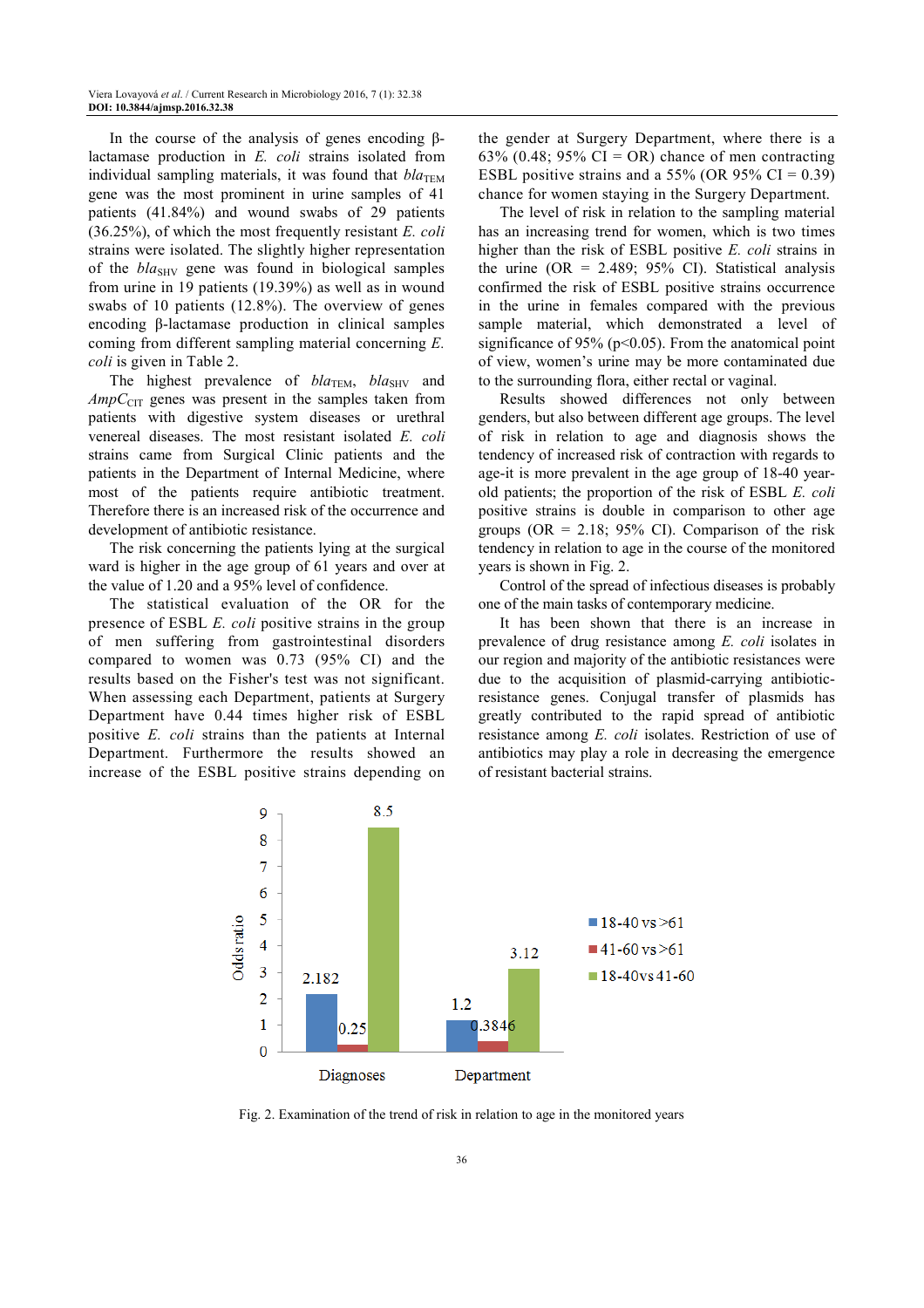In the course of the analysis of genes encoding β-lactamase production in *E. coli* strains isolated from individual sampling materials, it was found that $bla_{TEM}$ gene was the most prominent in urine samples of 41 patients (41.84%) and wound swabs of 29 patients (36.25%), of which the most frequently resistant *E. coli* strains were isolated. The slightly higher representation of the $bla_{SHV}$ gene was found in biological samples from urine in 19 patients (19.39%) as well as in wound swabs of 10 patients (12.8%). The overview of genes encoding β-lactamase production in clinical samples coming from different sampling material concerning *E. coli* is given in Table 2.

The highest prevalence of $bla_{TEM}$, $bla_{SHV}$ and $AmpC_{CIT}$ genes was present in the samples taken from patients with digestive system diseases or urethral venereal diseases. The most resistant isolated *E. coli* strains came from Surgical Clinic patients and the patients in the Department of Internal Medicine, where most of the patients require antibiotic treatment. Therefore there is an increased risk of the occurrence and development of antibiotic resistance.

The risk concerning the patients lying at the surgical ward is higher in the age group of 61 years and over at the value of 1.20 and a 95% level of confidence.

The statistical evaluation of the OR for the presence of ESBL *E. coli* positive strains in the group of men suffering from gastrointestinal disorders compared to women was 0.73 (95% CI) and the results based on the Fisher's test was not significant. When assessing each Department, patients at Surgery Department have 0.44 times higher risk of ESBL positive *E. coli* strains than the patients at Internal Department. Furthermore the results showed an increase of the ESBL positive strains depending on the gender at Surgery Department, where there is a 63% (0.48; 95% CI = OR) chance of men contracting ESBL positive strains and a 55% (OR 95% CI = 0.39) chance for women staying in the Surgery Department.

The level of risk in relation to the sampling material has an increasing trend for women, which is two times higher than the risk of ESBL positive *E. coli* strains in the urine (OR = 2.489; 95% CI). Statistical analysis confirmed the risk of ESBL positive strains occurrence in the urine in females compared with the previous sample material, which demonstrated a level of significance of 95% ($p<0.05$). From the anatomical point of view, women's urine may be more contaminated due to the surrounding flora, either rectal or vaginal.

Results showed differences not only between genders, but also between different age groups. The level of risk in relation to age and diagnosis shows the tendency of increased risk of contraction with regards to age-it is more prevalent in the age group of 18-40 year-old patients; the proportion of the risk of ESBL *E. coli* positive strains is double in comparison to other age groups (OR = 2.18; 95% CI). Comparison of the risk tendency in relation to age in the course of the monitored years is shown in Fig. 2.

Control of the spread of infectious diseases is probably one of the main tasks of contemporary medicine.

It has been shown that there is an increase in prevalence of drug resistance among *E. coli* isolates in our region and majority of the antibiotic resistances were due to the acquisition of plasmid-carrying antibiotic-resistance genes. Conjugal transfer of plasmids has greatly contributed to the rapid spread of antibiotic resistance among *E. coli* isolates. Restriction of use of antibiotics may play a role in decreasing the emergence of resistant bacterial strains.

| Odds ratio | 18-40 vs >61 | 41-60 vs >61 | 18-40vs 41-60 |
|---|---|---|---|
| Diagnoses | 2.182 | 0.25 | 8.5 |
| Department | 1.2 | 0.3846 | 3.12 |

Fig. 2. Examination of the trend of risk in relation to age in the monitored years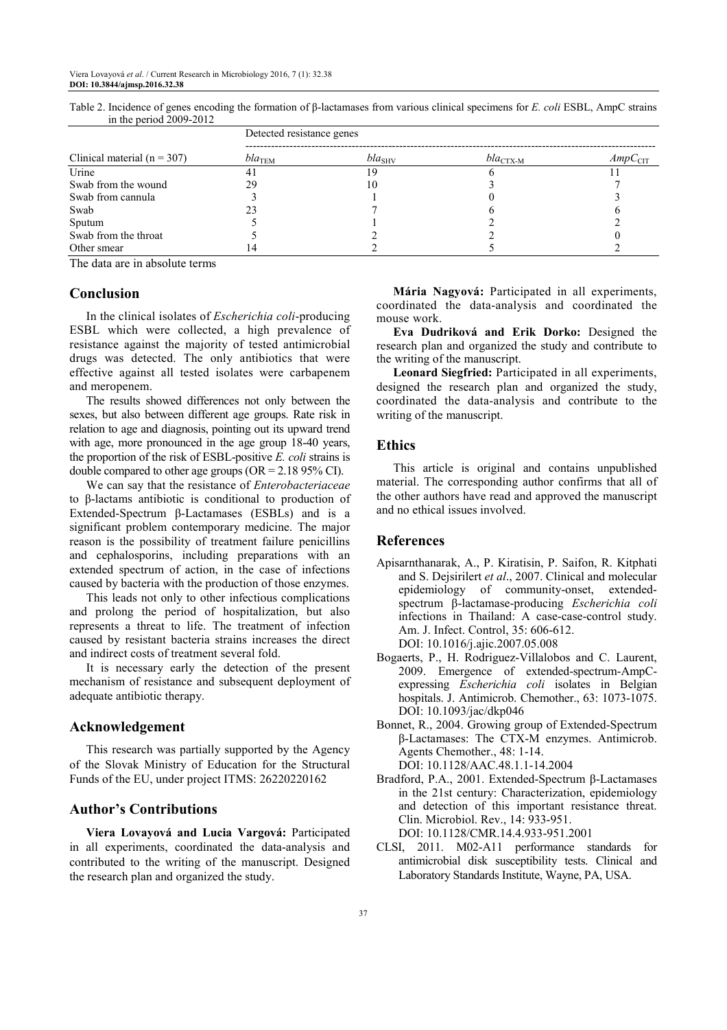Table 2. Incidence of genes encoding the formation of β-lactamases from various clinical specimens for *E. coli* ESBL, AmpC strains in the period 2009-2012

| Clinical material (n = 307) | Detected resistance genes | | | |
|---|---|---|---|---|
| | $bla_{TEM}$ | $bla_{SHV}$ | $bla_{CTX-M}$ | $AmpC_{CIT}$ |
| Urine | 41 | 19 | 6 | 11 |
| Swab from the wound | 29 | 10 | 3 | 7 |
| Swab from cannula | 3 | 1 | 0 | 3 |
| Swab | 23 | 7 | 6 | 6 |
| Sputum | 5 | 1 | 2 | 2 |
| Swab from the throat | 5 | 2 | 2 | 0 |
| Other smear | 14 | 2 | 5 | 2 |

The data are in absolute terms

## Conclusion

In the clinical isolates of *Escherichia coli*-producing ESBL which were collected, a high prevalence of resistance against the majority of tested antimicrobial drugs was detected. The only antibiotics that were effective against all tested isolates were carbapenem and meropenem.

The results showed differences not only between the sexes, but also between different age groups. Rate risk in relation to age and diagnosis, pointing out its upward trend with age, more pronounced in the age group 18-40 years, the proportion of the risk of ESBL-positive *E. coli* strains is double compared to other age groups (OR = 2.18 95% CI).

We can say that the resistance of *Enterobacteriaceae* to β-lactams antibiotic is conditional to production of Extended-Spectrum β-Lactamases (ESBLs) and is a significant problem contemporary medicine. The major reason is the possibility of treatment failure penicillins and cephalosporins, including preparations with an extended spectrum of action, in the case of infections caused by bacteria with the production of those enzymes.

This leads not only to other infectious complications and prolong the period of hospitalization, but also represents a threat to life. The treatment of infection caused by resistant bacteria strains increases the direct and indirect costs of treatment several fold.

It is necessary early the detection of the present mechanism of resistance and subsequent deployment of adequate antibiotic therapy.

## Acknowledgement

This research was partially supported by the Agency of the Slovak Ministry of Education for the Structural Funds of the EU, under project ITMS: 26220220162

## Author's Contributions

**Viera Lovayová and Lucia Vargová:** Participated in all experiments, coordinated the data-analysis and contributed to the writing of the manuscript. Designed the research plan and organized the study.

**Mária Nagyová:** Participated in all experiments, coordinated the data-analysis and coordinated the mouse work.

**Eva Dudriková and Erik Dorko:** Designed the research plan and organized the study and contribute to the writing of the manuscript.

**Leonard Siegfried:** Participated in all experiments, designed the research plan and organized the study, coordinated the data-analysis and contribute to the writing of the manuscript.

## Ethics

This article is original and contains unpublished material. The corresponding author confirms that all of the other authors have read and approved the manuscript and no ethical issues involved.

## References

Apisarnthanarak, A., P. Kiratisin, P. Saifon, R. Kitphati and S. Dejsirilert *et al*., 2007. Clinical and molecular epidemiology of community-onset, extended-spectrum β-lactamase-producing *Escherichia coli* infections in Thailand: A case-case-control study. Am. J. Infect. Control, 35: 606-612. DOI: 10.1016/j.ajic.2007.05.008

Bogaerts, P., H. Rodriguez-Villalobos and C. Laurent, 2009. Emergence of extended-spectrum-AmpC-expressing *Escherichia coli* isolates in Belgian hospitals. J. Antimicrob. Chemother., 63: 1073-1075. DOI: 10.1093/jac/dkp046

Bonnet, R., 2004. Growing group of Extended-Spectrum β-Lactamases: The CTX-M enzymes. Antimicrob. Agents Chemother., 48: 1-14. DOI: 10.1128/AAC.48.1.1-14.2004

Bradford, P.A., 2001. Extended-Spectrum β-Lactamases in the 21st century: Characterization, epidemiology and detection of this important resistance threat. Clin. Microbiol. Rev., 14: 933-951. DOI: 10.1128/CMR.14.4.933-951.2001

CLSI, 2011. M02-A11 performance standards for antimicrobial disk susceptibility tests. Clinical and Laboratory Standards Institute, Wayne, PA, USA.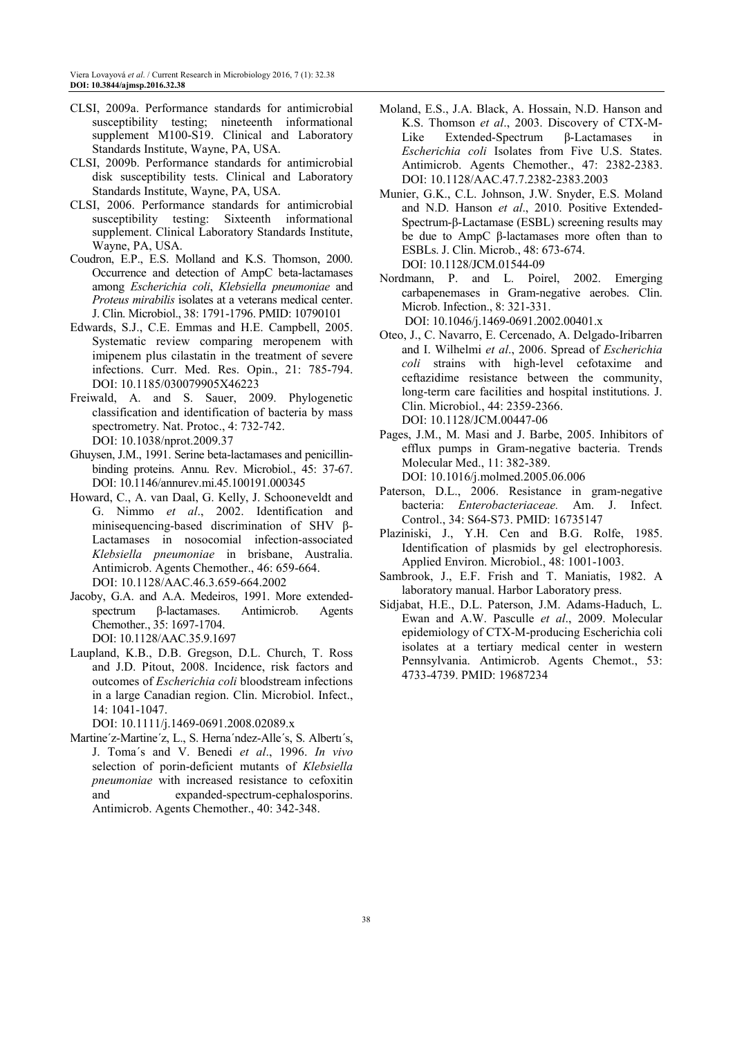CLSI, 2009a. Performance standards for antimicrobial susceptibility testing; nineteenth informational supplement M100-S19. Clinical and Laboratory Standards Institute, Wayne, PA, USA.

CLSI, 2009b. Performance standards for antimicrobial disk susceptibility tests. Clinical and Laboratory Standards Institute, Wayne, PA, USA.

CLSI, 2006. Performance standards for antimicrobial susceptibility testing: Sixteenth informational supplement. Clinical Laboratory Standards Institute, Wayne, PA, USA.

Coudron, E.P., E.S. Molland and K.S. Thomson, 2000. Occurrence and detection of AmpC beta-lactamases among *Escherichia coli*, *Klebsiella pneumoniae* and *Proteus mirabilis* isolates at a veterans medical center. J. Clin. Microbiol., 38: 1791-1796. PMID: 10790101

Edwards, S.J., C.E. Emmas and H.E. Campbell, 2005. Systematic review comparing meropenem with imipenem plus cilastatin in the treatment of severe infections. Curr. Med. Res. Opin., 21: 785-794. DOI: 10.1185/030079905X46223

Freiwald, A. and S. Sauer, 2009. Phylogenetic classification and identification of bacteria by mass spectrometry. Nat. Protoc., 4: 732-742. DOI: 10.1038/nprot.2009.37

Ghuysen, J.M., 1991. Serine beta-lactamases and penicillin-binding proteins. Annu. Rev. Microbiol., 45: 37-67. DOI: 10.1146/annurev.mi.45.100191.000345

Howard, C., A. van Daal, G. Kelly, J. Schooneveldt and G. Nimmo *et al*., 2002. Identification and minisequencing-based discrimination of SHV β-Lactamases in nosocomial infection-associated *Klebsiella pneumoniae* in brisbane, Australia. Antimicrob. Agents Chemother., 46: 659-664. DOI: 10.1128/AAC.46.3.659-664.2002

Jacoby, G.A. and A.A. Medeiros, 1991. More extended-spectrum β-lactamases. Antimicrob. Agents Chemother., 35: 1697-1704. DOI: 10.1128/AAC.35.9.1697

Laupland, K.B., D.B. Gregson, D.L. Church, T. Ross and J.D. Pitout, 2008. Incidence, risk factors and outcomes of *Escherichia coli* bloodstream infections in a large Canadian region. Clin. Microbiol. Infect., 14: 1041-1047. DOI: 10.1111/j.1469-0691.2008.02089.x

Martine´z-Martine´z, L., S. Herna´ndez-Alle´s, S. Albertı´s, J. Toma´s and V. Benedi *et al*., 1996. *In vivo* selection of porin-deficient mutants of *Klebsiella pneumoniae* with increased resistance to cefoxitin and expanded-spectrum-cephalosporins. Antimicrob. Agents Chemother., 40: 342-348.

Moland, E.S., J.A. Black, A. Hossain, N.D. Hanson and K.S. Thomson *et al*., 2003. Discovery of CTX-M-Like Extended-Spectrum β-Lactamases in *Escherichia coli* Isolates from Five U.S. States. Antimicrob. Agents Chemother., 47: 2382-2383. DOI: 10.1128/AAC.47.7.2382-2383.2003

Munier, G.K., C.L. Johnson, J.W. Snyder, E.S. Moland and N.D. Hanson *et al*., 2010. Positive Extended-Spectrum-β-Lactamase (ESBL) screening results may be due to AmpC β-lactamases more often than to ESBLs. J. Clin. Microb., 48: 673-674. DOI: 10.1128/JCM.01544-09

Nordmann, P. and L. Poirel, 2002. Emerging carbapenemases in Gram-negative aerobes. Clin. Microb. Infection., 8: 321-331. DOI: 10.1046/j.1469-0691.2002.00401.x

Oteo, J., C. Navarro, E. Cercenado, A. Delgado-Iribarren and I. Wilhelmi *et al*., 2006. Spread of *Escherichia coli* strains with high-level cefotaxime and ceftazidime resistance between the community, long-term care facilities and hospital institutions. J. Clin. Microbiol., 44: 2359-2366. DOI: 10.1128/JCM.00447-06

Pages, J.M., M. Masi and J. Barbe, 2005. Inhibitors of efflux pumps in Gram-negative bacteria. Trends Molecular Med., 11: 382-389. DOI: 10.1016/j.molmed.2005.06.006

Paterson, D.L., 2006. Resistance in gram-negative bacteria: *Enterobacteriaceae.* Am. J. Infect. Control., 34: S64-S73. PMID: 16735147

Plaziniski, J., Y.H. Cen and B.G. Rolfe, 1985. Identification of plasmids by gel electrophoresis. Applied Environ. Microbiol., 48: 1001-1003.

Sambrook, J., E.F. Frish and T. Maniatis, 1982. A laboratory manual. Harbor Laboratory press.

Sidjabat, H.E., D.L. Paterson, J.M. Adams-Haduch, L. Ewan and A.W. Pasculle *et al*., 2009. Molecular epidemiology of CTX-M-producing Escherichia coli isolates at a tertiary medical center in western Pennsylvania. Antimicrob. Agents Chemot., 53: 4733-4739. PMID: 19687234